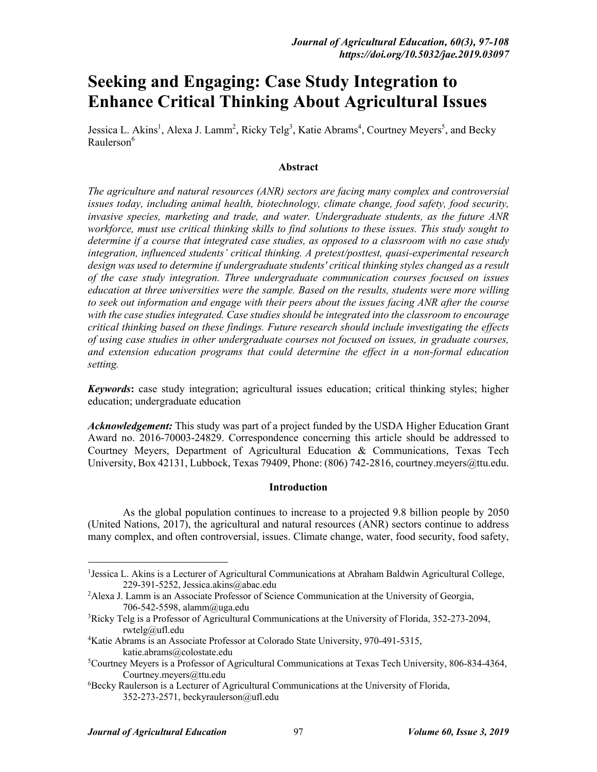# Seeking and Engaging: Case Study Integration to Enhance Critical Thinking About Agricultural Issues

Jessica L. Akins[1], Alexa J. Lamm[2], Ricky Telg[3], Katie Abrams[4], Courtney Meyers[5], and Becky Raulerson[6]

### Abstract

*The agriculture and natural resources (ANR) sectors are facing many complex and controversial issues today, including animal health, biotechnology, climate change, food safety, food security, invasive species, marketing and trade, and water. Undergraduate students, as the future ANR workforce, must use critical thinking skills to find solutions to these issues. This study sought to determine if a course that integrated case studies, as opposed to a classroom with no case study integration, influenced students' critical thinking. A pretest/posttest, quasi-experimental research design was used to determine if undergraduate students' critical thinking styles changed as a result of the case study integration. Three undergraduate communication courses focused on issues education at three universities were the sample. Based on the results, students were more willing to seek out information and engage with their peers about the issues facing ANR after the course with the case studies integrated. Case studies should be integrated into the classroom to encourage critical thinking based on these findings. Future research should include investigating the effects of using case studies in other undergraduate courses not focused on issues, in graduate courses, and extension education programs that could determine the effect in a non-formal education setting.*

***Keywords*:** case study integration; agricultural issues education; critical thinking styles; higher education; undergraduate education

***Acknowledgement:*** This study was part of a project funded by the USDA Higher Education Grant Award no. 2016-70003-24829. Correspondence concerning this article should be addressed to Courtney Meyers, Department of Agricultural Education & Communications, Texas Tech University, Box 42131, Lubbock, Texas 79409, Phone: (806) 742-2816, courtney.meyers@ttu.edu.

### Introduction

As the global population continues to increase to a projected 9.8 billion people by 2050 (United Nations, 2017), the agricultural and natural resources (ANR) sectors continue to address many complex, and often controversial, issues. Climate change, water, food security, food safety,

---

[1]Jessica L. Akins is a Lecturer of Agricultural Communications at Abraham Baldwin Agricultural College, 229-391-5252, Jessica.akins@abac.edu

[2]Alexa J. Lamm is an Associate Professor of Science Communication at the University of Georgia, 706-542-5598, alamm@uga.edu

[3]Ricky Telg is a Professor of Agricultural Communications at the University of Florida, 352-273-2094, rwtelg@ufl.edu

[4]Katie Abrams is an Associate Professor at Colorado State University, 970-491-5315, katie.abrams@colostate.edu

[5]Courtney Meyers is a Professor of Agricultural Communications at Texas Tech University, 806-834-4364, Courtney.meyers@ttu.edu

[6]Becky Raulerson is a Lecturer of Agricultural Communications at the University of Florida, 352-273-2571, beckyraulerson@ufl.edu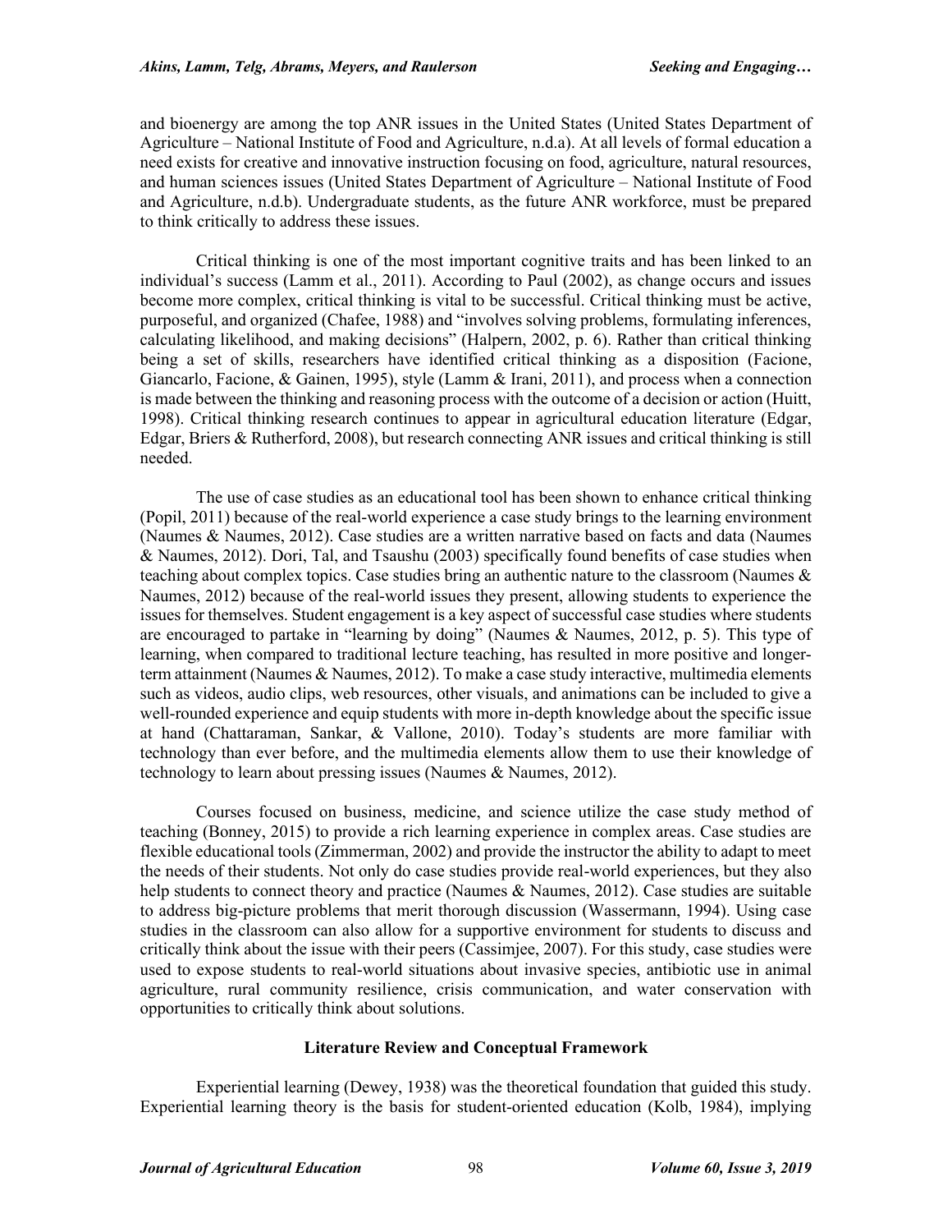and bioenergy are among the top ANR issues in the United States (United States Department of Agriculture – National Institute of Food and Agriculture, n.d.a). At all levels of formal education a need exists for creative and innovative instruction focusing on food, agriculture, natural resources, and human sciences issues (United States Department of Agriculture – National Institute of Food and Agriculture, n.d.b). Undergraduate students, as the future ANR workforce, must be prepared to think critically to address these issues.

Critical thinking is one of the most important cognitive traits and has been linked to an individual's success (Lamm et al., 2011). According to Paul (2002), as change occurs and issues become more complex, critical thinking is vital to be successful. Critical thinking must be active, purposeful, and organized (Chafee, 1988) and "involves solving problems, formulating inferences, calculating likelihood, and making decisions" (Halpern, 2002, p. 6). Rather than critical thinking being a set of skills, researchers have identified critical thinking as a disposition (Facione, Giancarlo, Facione, & Gainen, 1995), style (Lamm & Irani, 2011), and process when a connection is made between the thinking and reasoning process with the outcome of a decision or action (Huitt, 1998). Critical thinking research continues to appear in agricultural education literature (Edgar, Edgar, Briers & Rutherford, 2008), but research connecting ANR issues and critical thinking is still needed.

The use of case studies as an educational tool has been shown to enhance critical thinking (Popil, 2011) because of the real-world experience a case study brings to the learning environment (Naumes & Naumes, 2012). Case studies are a written narrative based on facts and data (Naumes & Naumes, 2012). Dori, Tal, and Tsaushu (2003) specifically found benefits of case studies when teaching about complex topics. Case studies bring an authentic nature to the classroom (Naumes & Naumes, 2012) because of the real-world issues they present, allowing students to experience the issues for themselves. Student engagement is a key aspect of successful case studies where students are encouraged to partake in "learning by doing" (Naumes & Naumes, 2012, p. 5). This type of learning, when compared to traditional lecture teaching, has resulted in more positive and longer-term attainment (Naumes & Naumes, 2012). To make a case study interactive, multimedia elements such as videos, audio clips, web resources, other visuals, and animations can be included to give a well-rounded experience and equip students with more in-depth knowledge about the specific issue at hand (Chattaraman, Sankar, & Vallone, 2010). Today's students are more familiar with technology than ever before, and the multimedia elements allow them to use their knowledge of technology to learn about pressing issues (Naumes & Naumes, 2012).

Courses focused on business, medicine, and science utilize the case study method of teaching (Bonney, 2015) to provide a rich learning experience in complex areas. Case studies are flexible educational tools (Zimmerman, 2002) and provide the instructor the ability to adapt to meet the needs of their students. Not only do case studies provide real-world experiences, but they also help students to connect theory and practice (Naumes & Naumes, 2012). Case studies are suitable to address big-picture problems that merit thorough discussion (Wassermann, 1994). Using case studies in the classroom can also allow for a supportive environment for students to discuss and critically think about the issue with their peers (Cassimjee, 2007). For this study, case studies were used to expose students to real-world situations about invasive species, antibiotic use in animal agriculture, rural community resilience, crisis communication, and water conservation with opportunities to critically think about solutions.

## Literature Review and Conceptual Framework

Experiential learning (Dewey, 1938) was the theoretical foundation that guided this study. Experiential learning theory is the basis for student-oriented education (Kolb, 1984), implying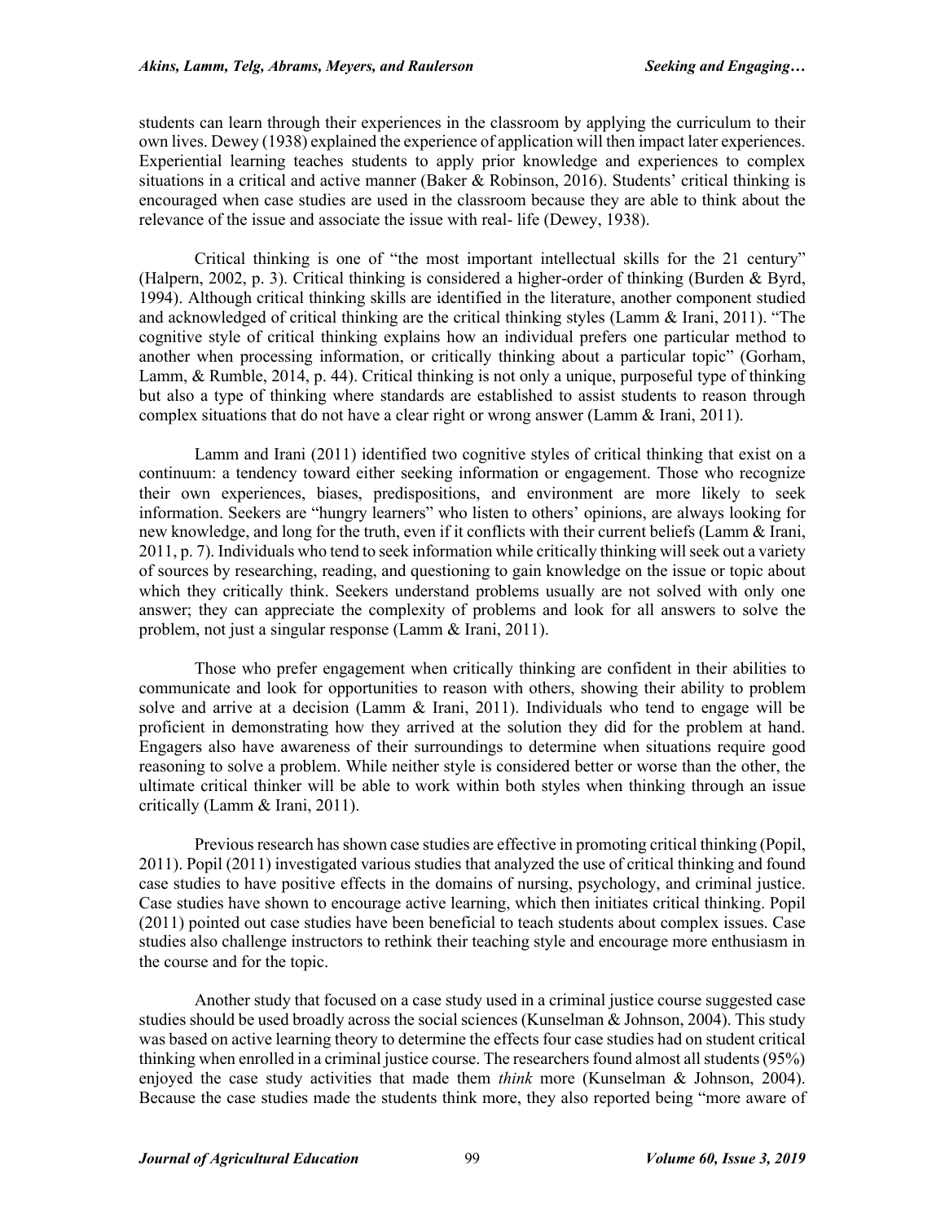students can learn through their experiences in the classroom by applying the curriculum to their own lives. Dewey (1938) explained the experience of application will then impact later experiences. Experiential learning teaches students to apply prior knowledge and experiences to complex situations in a critical and active manner (Baker & Robinson, 2016). Students' critical thinking is encouraged when case studies are used in the classroom because they are able to think about the relevance of the issue and associate the issue with real- life (Dewey, 1938).

Critical thinking is one of "the most important intellectual skills for the 21 century" (Halpern, 2002, p. 3). Critical thinking is considered a higher-order of thinking (Burden & Byrd, 1994). Although critical thinking skills are identified in the literature, another component studied and acknowledged of critical thinking are the critical thinking styles (Lamm & Irani, 2011). "The cognitive style of critical thinking explains how an individual prefers one particular method to another when processing information, or critically thinking about a particular topic" (Gorham, Lamm, & Rumble, 2014, p. 44). Critical thinking is not only a unique, purposeful type of thinking but also a type of thinking where standards are established to assist students to reason through complex situations that do not have a clear right or wrong answer (Lamm & Irani, 2011).

Lamm and Irani (2011) identified two cognitive styles of critical thinking that exist on a continuum: a tendency toward either seeking information or engagement. Those who recognize their own experiences, biases, predispositions, and environment are more likely to seek information. Seekers are "hungry learners" who listen to others' opinions, are always looking for new knowledge, and long for the truth, even if it conflicts with their current beliefs (Lamm & Irani, 2011, p. 7). Individuals who tend to seek information while critically thinking will seek out a variety of sources by researching, reading, and questioning to gain knowledge on the issue or topic about which they critically think. Seekers understand problems usually are not solved with only one answer; they can appreciate the complexity of problems and look for all answers to solve the problem, not just a singular response (Lamm & Irani, 2011).

Those who prefer engagement when critically thinking are confident in their abilities to communicate and look for opportunities to reason with others, showing their ability to problem solve and arrive at a decision (Lamm & Irani, 2011). Individuals who tend to engage will be proficient in demonstrating how they arrived at the solution they did for the problem at hand. Engagers also have awareness of their surroundings to determine when situations require good reasoning to solve a problem. While neither style is considered better or worse than the other, the ultimate critical thinker will be able to work within both styles when thinking through an issue critically (Lamm & Irani, 2011).

Previous research has shown case studies are effective in promoting critical thinking (Popil, 2011). Popil (2011) investigated various studies that analyzed the use of critical thinking and found case studies to have positive effects in the domains of nursing, psychology, and criminal justice. Case studies have shown to encourage active learning, which then initiates critical thinking. Popil (2011) pointed out case studies have been beneficial to teach students about complex issues. Case studies also challenge instructors to rethink their teaching style and encourage more enthusiasm in the course and for the topic.

Another study that focused on a case study used in a criminal justice course suggested case studies should be used broadly across the social sciences (Kunselman & Johnson, 2004). This study was based on active learning theory to determine the effects four case studies had on student critical thinking when enrolled in a criminal justice course. The researchers found almost all students (95%) enjoyed the case study activities that made them *think* more (Kunselman & Johnson, 2004). Because the case studies made the students think more, they also reported being "more aware of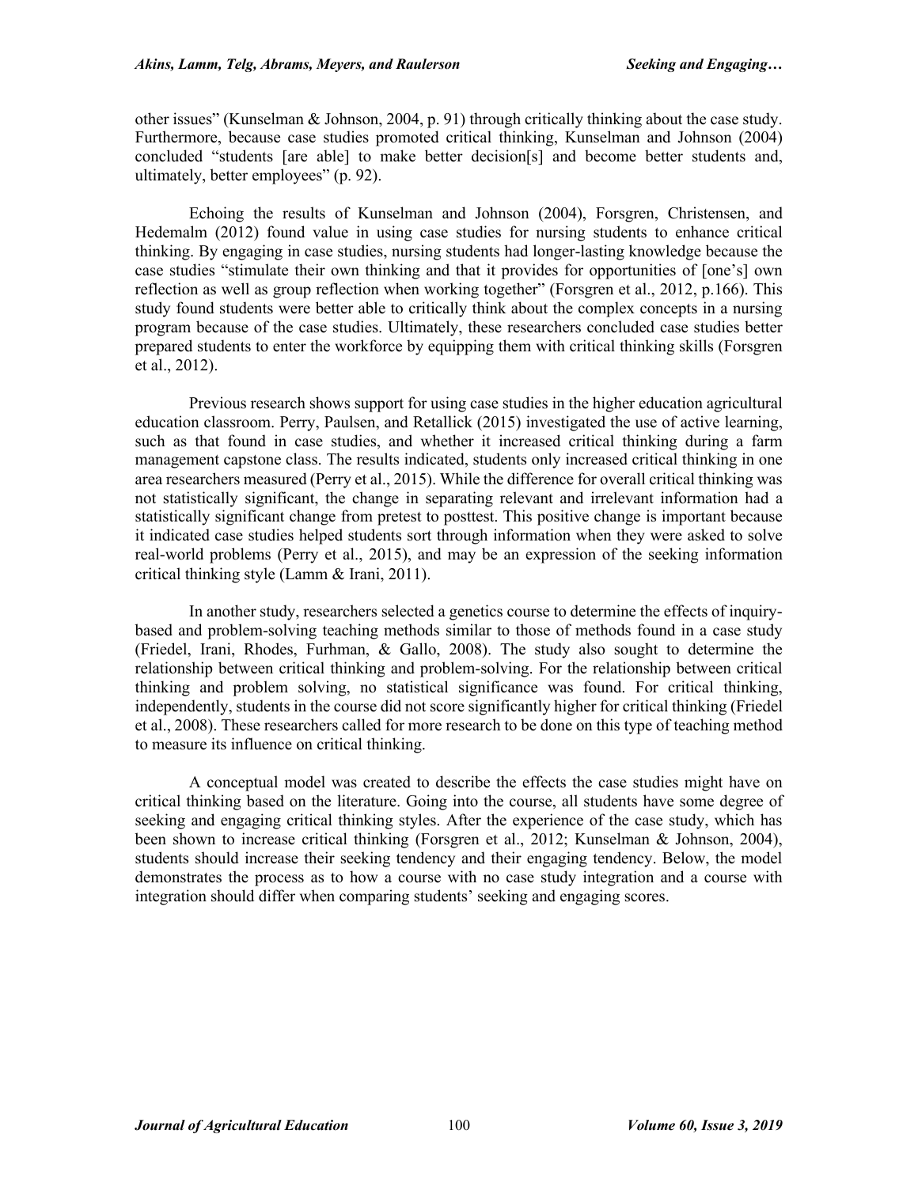other issues" (Kunselman & Johnson, 2004, p. 91) through critically thinking about the case study. Furthermore, because case studies promoted critical thinking, Kunselman and Johnson (2004) concluded "students [are able] to make better decision[s] and become better students and, ultimately, better employees" (p. 92).

Echoing the results of Kunselman and Johnson (2004), Forsgren, Christensen, and Hedemalm (2012) found value in using case studies for nursing students to enhance critical thinking. By engaging in case studies, nursing students had longer-lasting knowledge because the case studies "stimulate their own thinking and that it provides for opportunities of [one's] own reflection as well as group reflection when working together" (Forsgren et al., 2012, p.166). This study found students were better able to critically think about the complex concepts in a nursing program because of the case studies. Ultimately, these researchers concluded case studies better prepared students to enter the workforce by equipping them with critical thinking skills (Forsgren et al., 2012).

Previous research shows support for using case studies in the higher education agricultural education classroom. Perry, Paulsen, and Retallick (2015) investigated the use of active learning, such as that found in case studies, and whether it increased critical thinking during a farm management capstone class. The results indicated, students only increased critical thinking in one area researchers measured (Perry et al., 2015). While the difference for overall critical thinking was not statistically significant, the change in separating relevant and irrelevant information had a statistically significant change from pretest to posttest. This positive change is important because it indicated case studies helped students sort through information when they were asked to solve real-world problems (Perry et al., 2015), and may be an expression of the seeking information critical thinking style (Lamm & Irani, 2011).

In another study, researchers selected a genetics course to determine the effects of inquiry-based and problem-solving teaching methods similar to those of methods found in a case study (Friedel, Irani, Rhodes, Furhman, & Gallo, 2008). The study also sought to determine the relationship between critical thinking and problem-solving. For the relationship between critical thinking and problem solving, no statistical significance was found. For critical thinking, independently, students in the course did not score significantly higher for critical thinking (Friedel et al., 2008). These researchers called for more research to be done on this type of teaching method to measure its influence on critical thinking.

A conceptual model was created to describe the effects the case studies might have on critical thinking based on the literature. Going into the course, all students have some degree of seeking and engaging critical thinking styles. After the experience of the case study, which has been shown to increase critical thinking (Forsgren et al., 2012; Kunselman & Johnson, 2004), students should increase their seeking tendency and their engaging tendency. Below, the model demonstrates the process as to how a course with no case study integration and a course with integration should differ when comparing students' seeking and engaging scores.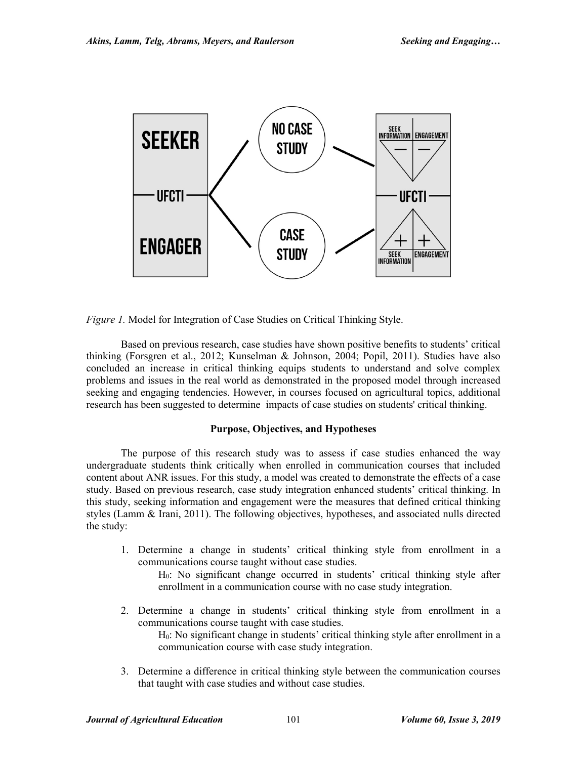*Figure 1.* Model for Integration of Case Studies on Critical Thinking Style.

Based on previous research, case studies have shown positive benefits to students' critical thinking (Forsgren et al., 2012; Kunselman & Johnson, 2004; Popil, 2011). Studies have also concluded an increase in critical thinking equips students to understand and solve complex problems and issues in the real world as demonstrated in the proposed model through increased seeking and engaging tendencies. However, in courses focused on agricultural topics, additional research has been suggested to determine impacts of case studies on students' critical thinking.

## Purpose, Objectives, and Hypotheses

The purpose of this research study was to assess if case studies enhanced the way undergraduate students think critically when enrolled in communication courses that included content about ANR issues. For this study, a model was created to demonstrate the effects of a case study. Based on previous research, case study integration enhanced students' critical thinking. In this study, seeking information and engagement were the measures that defined critical thinking styles (Lamm & Irani, 2011). The following objectives, hypotheses, and associated nulls directed the study:

1. Determine a change in students' critical thinking style from enrollment in a communications course taught without case studies.

   $H_0$: No significant change occurred in students' critical thinking style after enrollment in a communication course with no case study integration.

2. Determine a change in students' critical thinking style from enrollment in a communications course taught with case studies.

   $H_0$: No significant change in students' critical thinking style after enrollment in a communication course with case study integration.

3. Determine a difference in critical thinking style between the communication courses that taught with case studies and without case studies.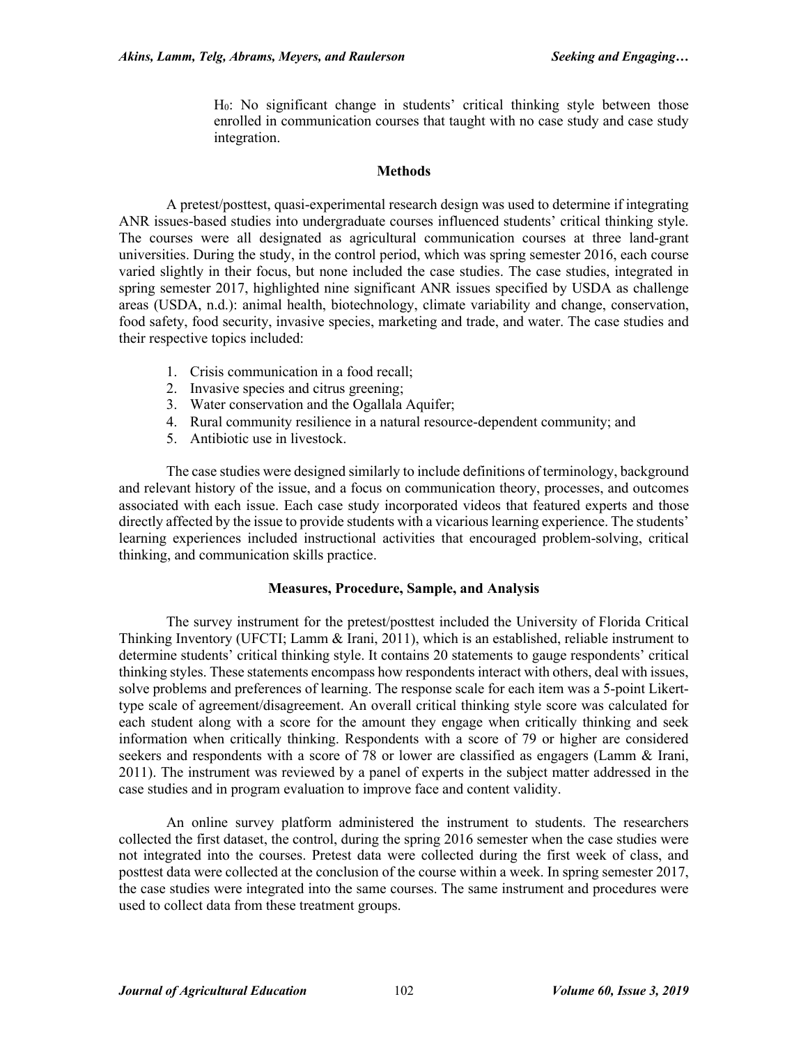$H_0$: No significant change in students' critical thinking style between those enrolled in communication courses that taught with no case study and case study integration.

## Methods

A pretest/posttest, quasi-experimental research design was used to determine if integrating ANR issues-based studies into undergraduate courses influenced students' critical thinking style. The courses were all designated as agricultural communication courses at three land-grant universities. During the study, in the control period, which was spring semester 2016, each course varied slightly in their focus, but none included the case studies. The case studies, integrated in spring semester 2017, highlighted nine significant ANR issues specified by USDA as challenge areas (USDA, n.d.): animal health, biotechnology, climate variability and change, conservation, food safety, food security, invasive species, marketing and trade, and water. The case studies and their respective topics included:

1. Crisis communication in a food recall;
2. Invasive species and citrus greening;
3. Water conservation and the Ogallala Aquifer;
4. Rural community resilience in a natural resource-dependent community; and
5. Antibiotic use in livestock.

The case studies were designed similarly to include definitions of terminology, background and relevant history of the issue, and a focus on communication theory, processes, and outcomes associated with each issue. Each case study incorporated videos that featured experts and those directly affected by the issue to provide students with a vicarious learning experience. The students' learning experiences included instructional activities that encouraged problem-solving, critical thinking, and communication skills practice.

### Measures, Procedure, Sample, and Analysis

The survey instrument for the pretest/posttest included the University of Florida Critical Thinking Inventory (UFCTI; Lamm & Irani, 2011), which is an established, reliable instrument to determine students' critical thinking style. It contains 20 statements to gauge respondents' critical thinking styles. These statements encompass how respondents interact with others, deal with issues, solve problems and preferences of learning. The response scale for each item was a 5-point Likert-type scale of agreement/disagreement. An overall critical thinking style score was calculated for each student along with a score for the amount they engage when critically thinking and seek information when critically thinking. Respondents with a score of 79 or higher are considered seekers and respondents with a score of 78 or lower are classified as engagers (Lamm & Irani, 2011). The instrument was reviewed by a panel of experts in the subject matter addressed in the case studies and in program evaluation to improve face and content validity.

An online survey platform administered the instrument to students. The researchers collected the first dataset, the control, during the spring 2016 semester when the case studies were not integrated into the courses. Pretest data were collected during the first week of class, and posttest data were collected at the conclusion of the course within a week. In spring semester 2017, the case studies were integrated into the same courses. The same instrument and procedures were used to collect data from these treatment groups.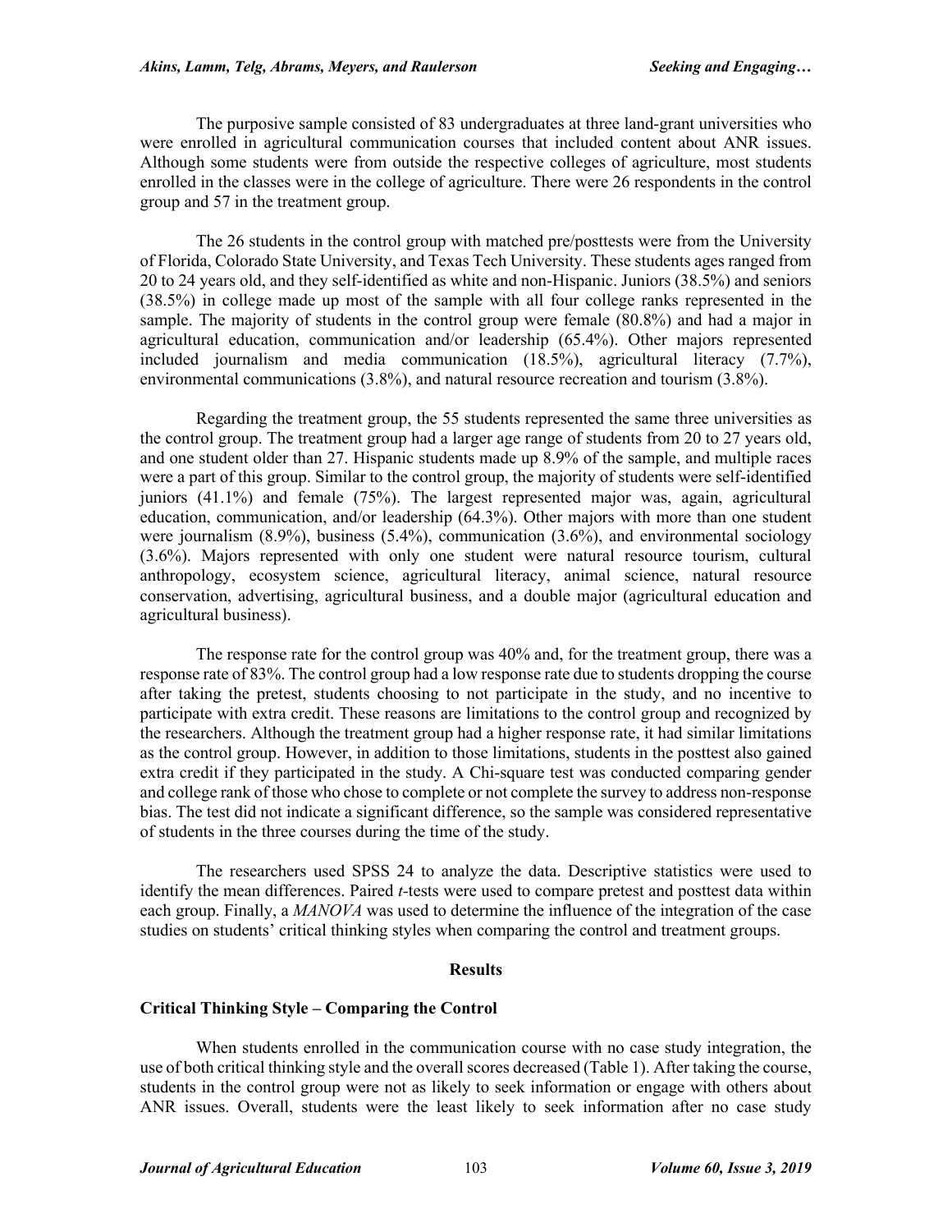The purposive sample consisted of 83 undergraduates at three land-grant universities who were enrolled in agricultural communication courses that included content about ANR issues. Although some students were from outside the respective colleges of agriculture, most students enrolled in the classes were in the college of agriculture. There were 26 respondents in the control group and 57 in the treatment group.

The 26 students in the control group with matched pre/posttests were from the University of Florida, Colorado State University, and Texas Tech University. These students ages ranged from 20 to 24 years old, and they self-identified as white and non-Hispanic. Juniors (38.5%) and seniors (38.5%) in college made up most of the sample with all four college ranks represented in the sample. The majority of students in the control group were female (80.8%) and had a major in agricultural education, communication and/or leadership (65.4%). Other majors represented included journalism and media communication (18.5%), agricultural literacy (7.7%), environmental communications (3.8%), and natural resource recreation and tourism (3.8%).

Regarding the treatment group, the 55 students represented the same three universities as the control group. The treatment group had a larger age range of students from 20 to 27 years old, and one student older than 27. Hispanic students made up 8.9% of the sample, and multiple races were a part of this group. Similar to the control group, the majority of students were self-identified juniors (41.1%) and female (75%). The largest represented major was, again, agricultural education, communication, and/or leadership (64.3%). Other majors with more than one student were journalism (8.9%), business (5.4%), communication (3.6%), and environmental sociology (3.6%). Majors represented with only one student were natural resource tourism, cultural anthropology, ecosystem science, agricultural literacy, animal science, natural resource conservation, advertising, agricultural business, and a double major (agricultural education and agricultural business).

The response rate for the control group was 40% and, for the treatment group, there was a response rate of 83%. The control group had a low response rate due to students dropping the course after taking the pretest, students choosing to not participate in the study, and no incentive to participate with extra credit. These reasons are limitations to the control group and recognized by the researchers. Although the treatment group had a higher response rate, it had similar limitations as the control group. However, in addition to those limitations, students in the posttest also gained extra credit if they participated in the study. A Chi-square test was conducted comparing gender and college rank of those who chose to complete or not complete the survey to address non-response bias. The test did not indicate a significant difference, so the sample was considered representative of students in the three courses during the time of the study.

The researchers used SPSS 24 to analyze the data. Descriptive statistics were used to identify the mean differences. Paired *t*-tests were used to compare pretest and posttest data within each group. Finally, a *MANOVA* was used to determine the influence of the integration of the case studies on students' critical thinking styles when comparing the control and treatment groups.

## Results

### Critical Thinking Style – Comparing the Control

When students enrolled in the communication course with no case study integration, the use of both critical thinking style and the overall scores decreased (Table 1). After taking the course, students in the control group were not as likely to seek information or engage with others about ANR issues. Overall, students were the least likely to seek information after no case study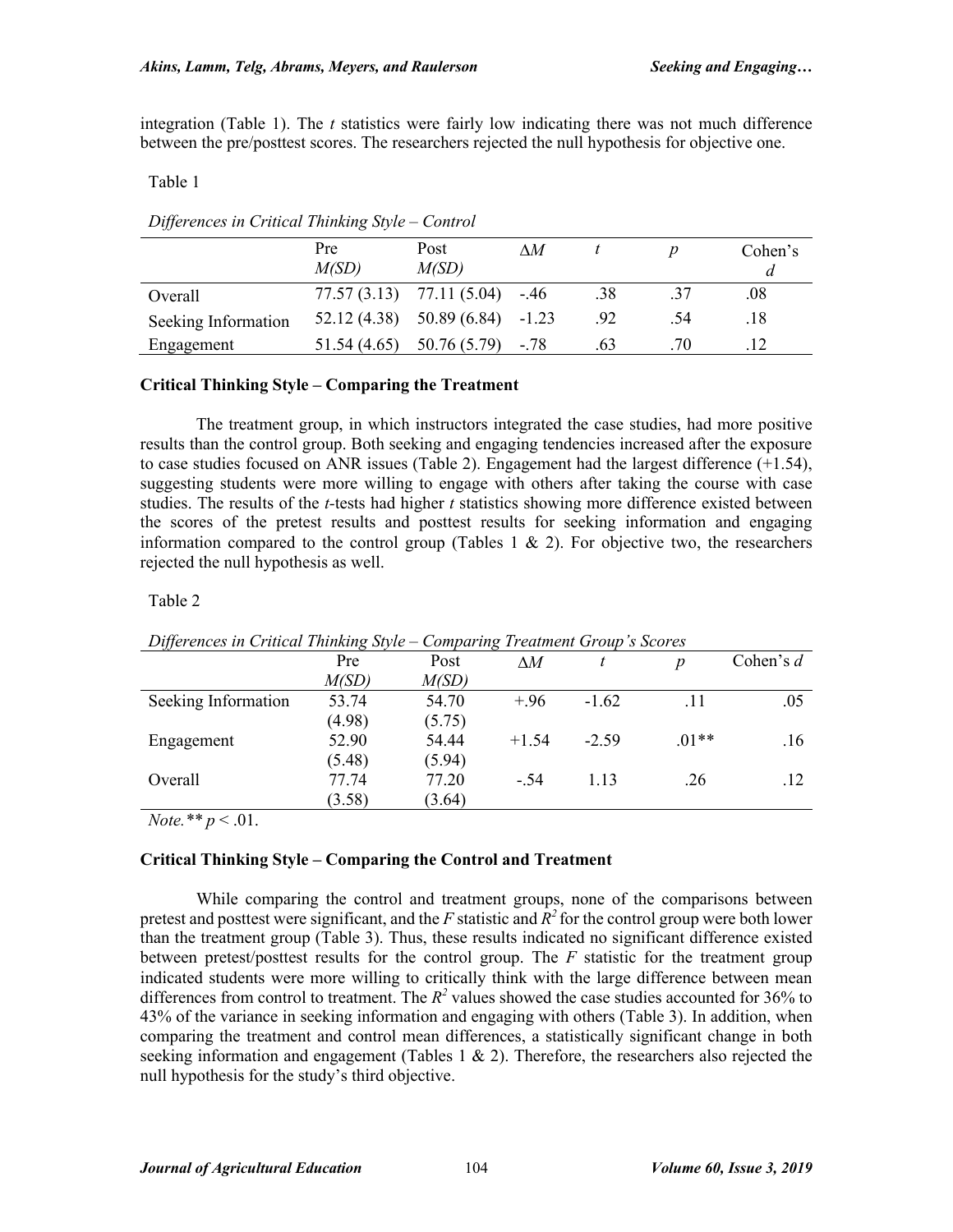integration (Table 1). The *t* statistics were fairly low indicating there was not much difference between the pre/posttest scores. The researchers rejected the null hypothesis for objective one.

Table 1

*Differences in Critical Thinking Style – Control*

| | Pre *M(SD)* | Post *M(SD)* | Δ*M* | *t* | *p* | Cohen's *d* |
|---|---|---|---|---|---|---|
| Overall | 77.57 (3.13) | 77.11 (5.04) | -.46 | .38 | .37 | .08 |
| Seeking Information | 52.12 (4.38) | 50.89 (6.84) | -1.23 | .92 | .54 | .18 |
| Engagement | 51.54 (4.65) | 50.76 (5.79) | -.78 | .63 | .70 | .12 |

### Critical Thinking Style – Comparing the Treatment

The treatment group, in which instructors integrated the case studies, had more positive results than the control group. Both seeking and engaging tendencies increased after the exposure to case studies focused on ANR issues (Table 2). Engagement had the largest difference (+1.54), suggesting students were more willing to engage with others after taking the course with case studies. The results of the *t*-tests had higher *t* statistics showing more difference existed between the scores of the pretest results and posttest results for seeking information and engaging information compared to the control group (Tables 1 & 2). For objective two, the researchers rejected the null hypothesis as well.

Table 2

*Differences in Critical Thinking Style – Comparing Treatment Group's Scores*

| | Pre *M(SD)* | Post *M(SD)* | Δ*M* | *t* | *p* | Cohen's *d* |
|---|---|---|---|---|---|---|
| Seeking Information | 53.74 (4.98) | 54.70 (5.75) | +.96 | -1.62 | .11 | .05 |
| Engagement | 52.90 (5.48) | 54.44 (5.94) | +1.54 | -2.59 | .01** | .16 |
| Overall | 77.74 (3.58) | 77.20 (3.64) | -.54 | 1.13 | .26 | .12 |

*Note.* ** $p < .01$.

### Critical Thinking Style – Comparing the Control and Treatment

While comparing the control and treatment groups, none of the comparisons between pretest and posttest were significant, and the *F* statistic and $R^2$ for the control group were both lower than the treatment group (Table 3). Thus, these results indicated no significant difference existed between pretest/posttest results for the control group. The *F* statistic for the treatment group indicated students were more willing to critically think with the large difference between mean differences from control to treatment. The $R^2$ values showed the case studies accounted for 36% to 43% of the variance in seeking information and engaging with others (Table 3). In addition, when comparing the treatment and control mean differences, a statistically significant change in both seeking information and engagement (Tables 1 & 2). Therefore, the researchers also rejected the null hypothesis for the study's third objective.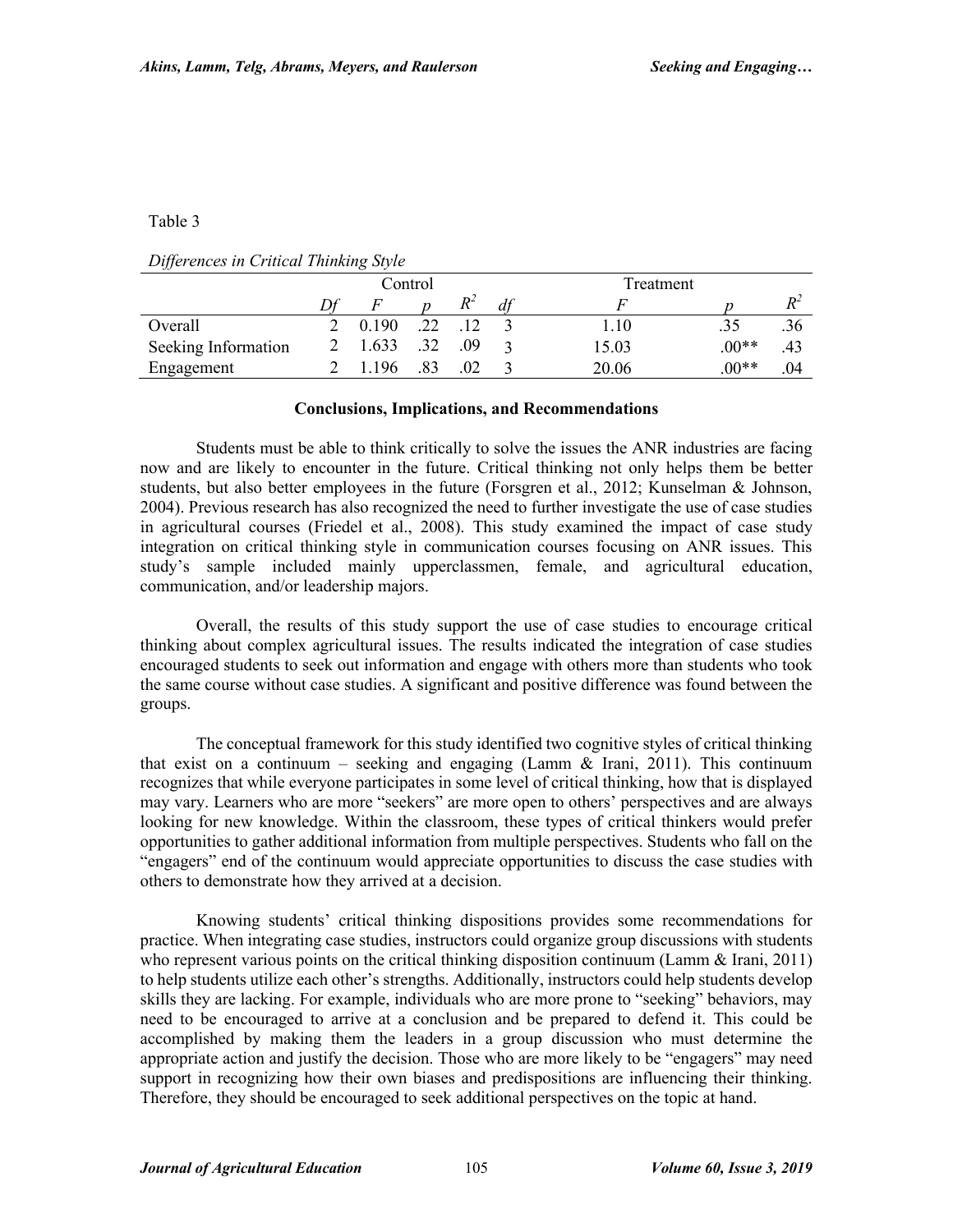Table 3

*Differences in Critical Thinking Style*

| | Control | | | | Treatment | | | |
|---|---|---|---|---|---|---|---|---|
| | *Df* | *F* | *p* | $R^2$ | *df* | *F* | *p* | $R^2$ |
| Overall | 2 | 0.190 | .22 | .12 | 3 | 1.10 | .35 | .36 |
| Seeking Information | 2 | 1.633 | .32 | .09 | 3 | 15.03 | .00** | .43 |
| Engagement | 2 | 1.196 | .83 | .02 | 3 | 20.06 | .00** | .04 |

## Conclusions, Implications, and Recommendations

Students must be able to think critically to solve the issues the ANR industries are facing now and are likely to encounter in the future. Critical thinking not only helps them be better students, but also better employees in the future (Forsgren et al., 2012; Kunselman & Johnson, 2004). Previous research has also recognized the need to further investigate the use of case studies in agricultural courses (Friedel et al., 2008). This study examined the impact of case study integration on critical thinking style in communication courses focusing on ANR issues. This study's sample included mainly upperclassmen, female, and agricultural education, communication, and/or leadership majors.

Overall, the results of this study support the use of case studies to encourage critical thinking about complex agricultural issues. The results indicated the integration of case studies encouraged students to seek out information and engage with others more than students who took the same course without case studies. A significant and positive difference was found between the groups.

The conceptual framework for this study identified two cognitive styles of critical thinking that exist on a continuum – seeking and engaging (Lamm & Irani, 2011). This continuum recognizes that while everyone participates in some level of critical thinking, how that is displayed may vary. Learners who are more "seekers" are more open to others' perspectives and are always looking for new knowledge. Within the classroom, these types of critical thinkers would prefer opportunities to gather additional information from multiple perspectives. Students who fall on the "engagers" end of the continuum would appreciate opportunities to discuss the case studies with others to demonstrate how they arrived at a decision.

Knowing students' critical thinking dispositions provides some recommendations for practice. When integrating case studies, instructors could organize group discussions with students who represent various points on the critical thinking disposition continuum (Lamm & Irani, 2011) to help students utilize each other's strengths. Additionally, instructors could help students develop skills they are lacking. For example, individuals who are more prone to "seeking" behaviors, may need to be encouraged to arrive at a conclusion and be prepared to defend it. This could be accomplished by making them the leaders in a group discussion who must determine the appropriate action and justify the decision. Those who are more likely to be "engagers" may need support in recognizing how their own biases and predispositions are influencing their thinking. Therefore, they should be encouraged to seek additional perspectives on the topic at hand.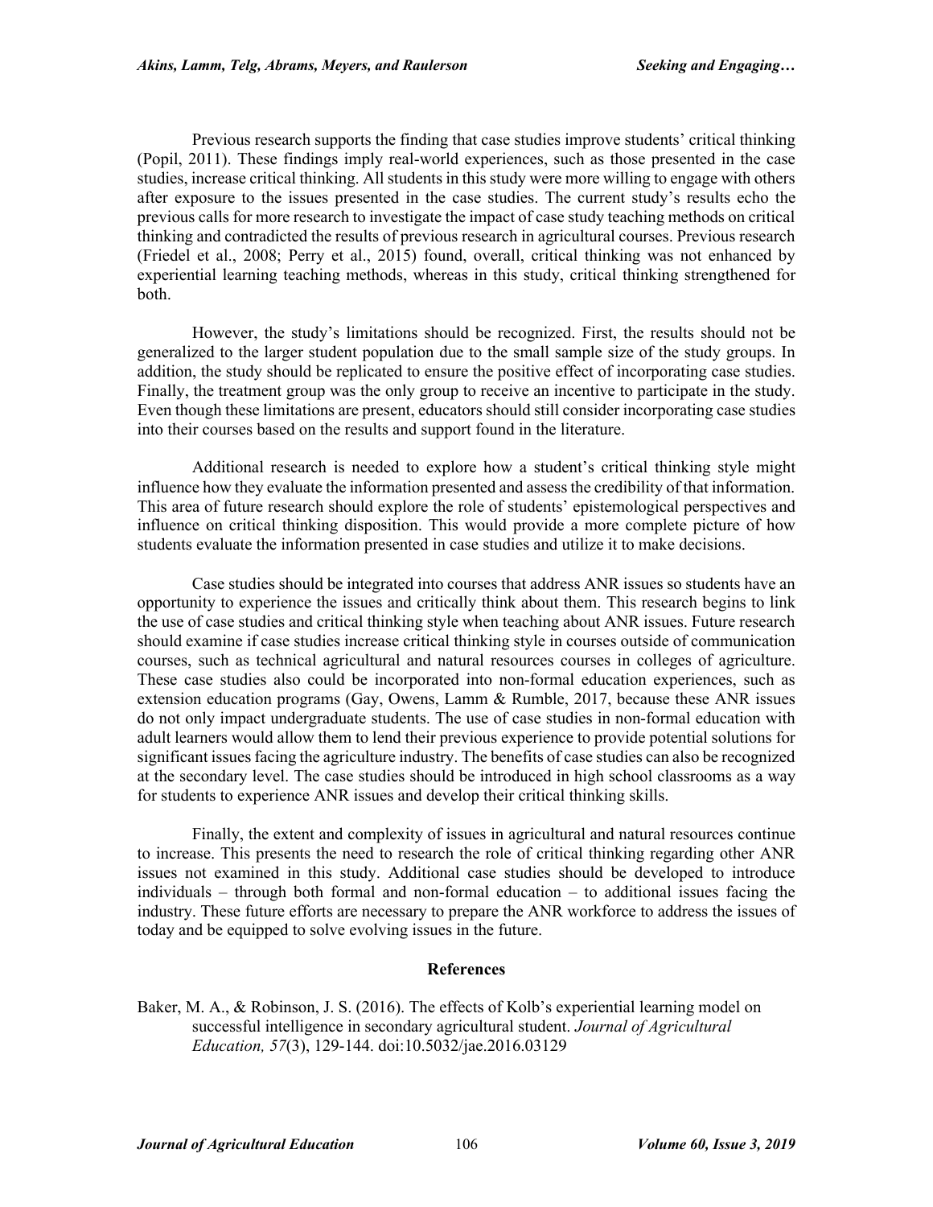Previous research supports the finding that case studies improve students' critical thinking (Popil, 2011). These findings imply real-world experiences, such as those presented in the case studies, increase critical thinking. All students in this study were more willing to engage with others after exposure to the issues presented in the case studies. The current study's results echo the previous calls for more research to investigate the impact of case study teaching methods on critical thinking and contradicted the results of previous research in agricultural courses. Previous research (Friedel et al., 2008; Perry et al., 2015) found, overall, critical thinking was not enhanced by experiential learning teaching methods, whereas in this study, critical thinking strengthened for both.

However, the study's limitations should be recognized. First, the results should not be generalized to the larger student population due to the small sample size of the study groups. In addition, the study should be replicated to ensure the positive effect of incorporating case studies. Finally, the treatment group was the only group to receive an incentive to participate in the study. Even though these limitations are present, educators should still consider incorporating case studies into their courses based on the results and support found in the literature.

Additional research is needed to explore how a student's critical thinking style might influence how they evaluate the information presented and assess the credibility of that information. This area of future research should explore the role of students' epistemological perspectives and influence on critical thinking disposition. This would provide a more complete picture of how students evaluate the information presented in case studies and utilize it to make decisions.

Case studies should be integrated into courses that address ANR issues so students have an opportunity to experience the issues and critically think about them. This research begins to link the use of case studies and critical thinking style when teaching about ANR issues. Future research should examine if case studies increase critical thinking style in courses outside of communication courses, such as technical agricultural and natural resources courses in colleges of agriculture. These case studies also could be incorporated into non-formal education experiences, such as extension education programs (Gay, Owens, Lamm & Rumble, 2017, because these ANR issues do not only impact undergraduate students. The use of case studies in non-formal education with adult learners would allow them to lend their previous experience to provide potential solutions for significant issues facing the agriculture industry. The benefits of case studies can also be recognized at the secondary level. The case studies should be introduced in high school classrooms as a way for students to experience ANR issues and develop their critical thinking skills.

Finally, the extent and complexity of issues in agricultural and natural resources continue to increase. This presents the need to research the role of critical thinking regarding other ANR issues not examined in this study. Additional case studies should be developed to introduce individuals – through both formal and non-formal education – to additional issues facing the industry. These future efforts are necessary to prepare the ANR workforce to address the issues of today and be equipped to solve evolving issues in the future.

## References

Baker, M. A., & Robinson, J. S. (2016). The effects of Kolb's experiential learning model on successful intelligence in secondary agricultural student. *Journal of Agricultural Education, 57*(3), 129-144. doi:10.5032/jae.2016.03129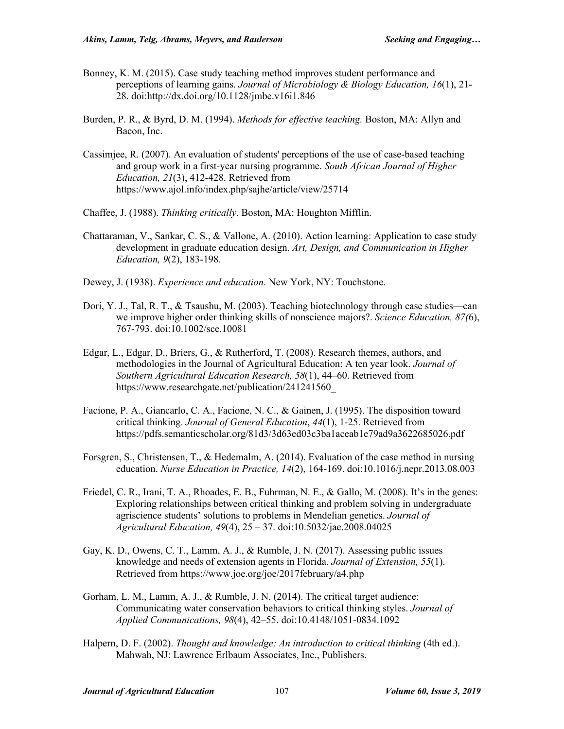Bonney, K. M. (2015). Case study teaching method improves student performance and perceptions of learning gains. *Journal of Microbiology & Biology Education, 16*(1), 21-28. doi:http://dx.doi.org/10.1128/jmbe.v16i1.846

Burden, P. R., & Byrd, D. M. (1994). *Methods for effective teaching.* Boston, MA: Allyn and Bacon, Inc.

Cassimjee, R. (2007). An evaluation of students' perceptions of the use of case-based teaching and group work in a first-year nursing programme. *South African Journal of Higher Education, 21*(3), 412-428. Retrieved from https://www.ajol.info/index.php/sajhe/article/view/25714

Chaffee, J. (1988). *Thinking critically*. Boston, MA: Houghton Mifflin.

Chattaraman, V., Sankar, C. S., & Vallone, A. (2010). Action learning: Application to case study development in graduate education design. *Art, Design, and Communication in Higher Education, 9*(2), 183-198.

Dewey, J. (1938). *Experience and education*. New York, NY: Touchstone.

Dori, Y. J., Tal, R. T., & Tsaushu, M. (2003). Teaching biotechnology through case studies—can we improve higher order thinking skills of nonscience majors?. *Science Education, 87(*6), 767-793. doi:10.1002/sce.10081

Edgar, L., Edgar, D., Briers, G., & Rutherford, T. (2008). Research themes, authors, and methodologies in the Journal of Agricultural Education: A ten year look. *Journal of Southern Agricultural Education Research, 58*(1), 44–60. Retrieved from https://www.researchgate.net/publication/241241560_

Facione, P. A., Giancarlo, C. A., Facione, N. C., & Gainen, J. (1995). The disposition toward critical thinking*. Journal of General Education*, *44*(1), 1-25. Retrieved from https://pdfs.semanticscholar.org/81d3/3d63ed03c3ba1aceab1e79ad9a3622685026.pdf

Forsgren, S., Christensen, T., & Hedemalm, A. (2014). Evaluation of the case method in nursing education. *Nurse Education in Practice, 14*(2), 164-169. doi:10.1016/j.nepr.2013.08.003

Friedel, C. R., Irani, T. A., Rhoades, E. B., Fuhrman, N. E., & Gallo, M. (2008). It's in the genes: Exploring relationships between critical thinking and problem solving in undergraduate agriscience students' solutions to problems in Mendelian genetics. *Journal of Agricultural Education, 49*(4), 25 – 37. doi:10.5032/jae.2008.04025

Gay, K. D., Owens, C. T., Lamm, A. J., & Rumble, J. N. (2017). Assessing public issues knowledge and needs of extension agents in Florida. *Journal of Extension, 55*(1). Retrieved from https://www.joe.org/joe/2017february/a4.php

Gorham, L. M., Lamm, A. J., & Rumble, J. N. (2014). The critical target audience: Communicating water conservation behaviors to critical thinking styles. *Journal of Applied Communications, 98*(4), 42–55. doi:10.4148/1051-0834.1092

Halpern, D. F. (2002). *Thought and knowledge: An introduction to critical thinking* (4th ed.). Mahwah, NJ: Lawrence Erlbaum Associates, Inc., Publishers.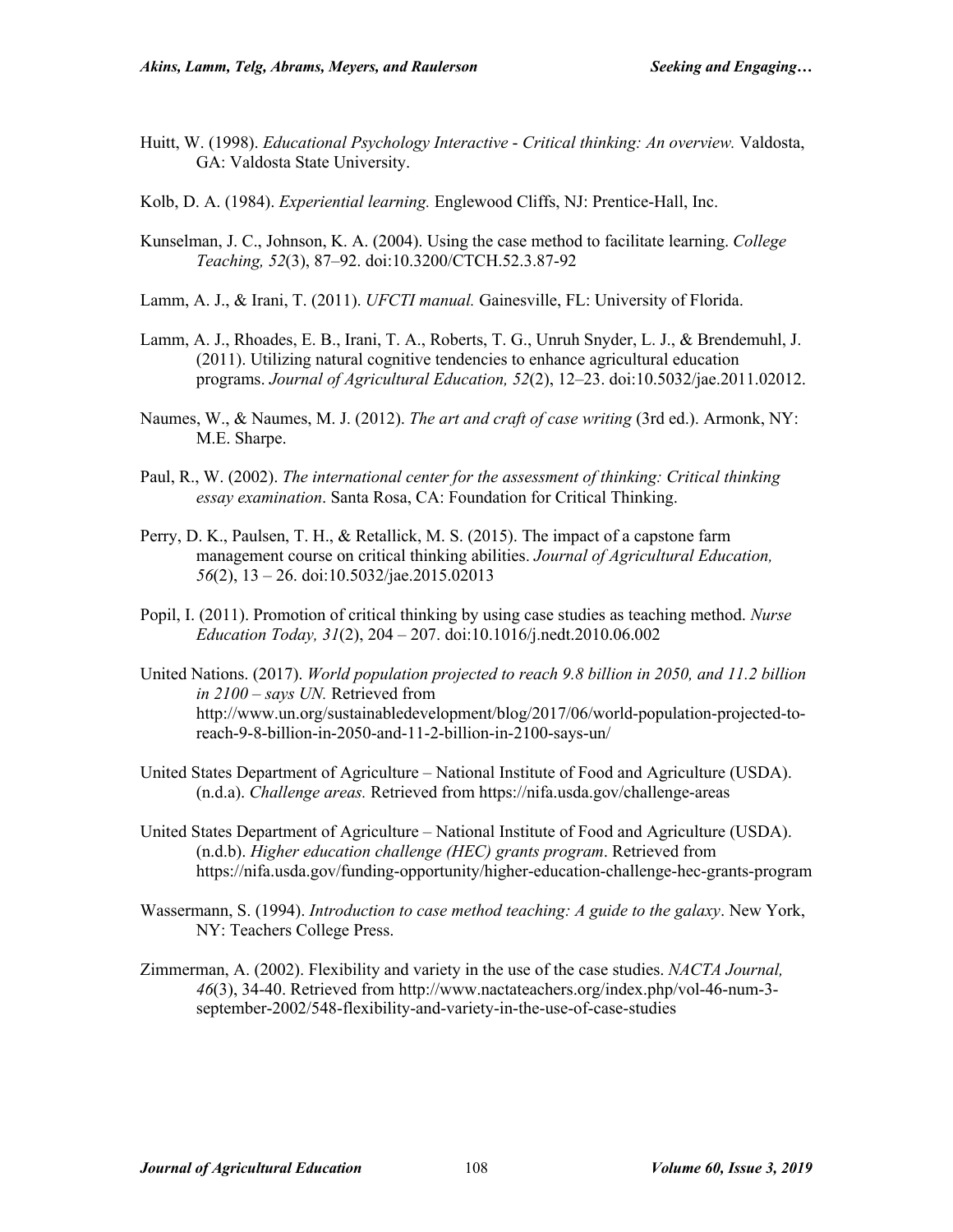Huitt, W. (1998). *Educational Psychology Interactive - Critical thinking: An overview.* Valdosta, GA: Valdosta State University.

Kolb, D. A. (1984). *Experiential learning.* Englewood Cliffs, NJ: Prentice-Hall, Inc.

Kunselman, J. C., Johnson, K. A. (2004). Using the case method to facilitate learning. *College Teaching, 52*(3), 87–92. doi:10.3200/CTCH.52.3.87-92

Lamm, A. J., & Irani, T. (2011). *UFCTI manual.* Gainesville, FL: University of Florida.

Lamm, A. J., Rhoades, E. B., Irani, T. A., Roberts, T. G., Unruh Snyder, L. J., & Brendemuhl, J. (2011). Utilizing natural cognitive tendencies to enhance agricultural education programs. *Journal of Agricultural Education, 52*(2), 12–23. doi:10.5032/jae.2011.02012.

Naumes, W., & Naumes, M. J. (2012). *The art and craft of case writing* (3rd ed.). Armonk, NY: M.E. Sharpe.

Paul, R., W. (2002). *The international center for the assessment of thinking: Critical thinking essay examination*. Santa Rosa, CA: Foundation for Critical Thinking.

Perry, D. K., Paulsen, T. H., & Retallick, M. S. (2015). The impact of a capstone farm management course on critical thinking abilities. *Journal of Agricultural Education, 56*(2), 13 – 26. doi:10.5032/jae.2015.02013

Popil, I. (2011). Promotion of critical thinking by using case studies as teaching method. *Nurse Education Today, 31*(2), 204 – 207. doi:10.1016/j.nedt.2010.06.002

United Nations. (2017). *World population projected to reach 9.8 billion in 2050, and 11.2 billion in 2100 – says UN.* Retrieved from http://www.un.org/sustainabledevelopment/blog/2017/06/world-population-projected-to-reach-9-8-billion-in-2050-and-11-2-billion-in-2100-says-un/

United States Department of Agriculture – National Institute of Food and Agriculture (USDA). (n.d.a). *Challenge areas.* Retrieved from https://nifa.usda.gov/challenge-areas

United States Department of Agriculture – National Institute of Food and Agriculture (USDA). (n.d.b). *Higher education challenge (HEC) grants program*. Retrieved from https://nifa.usda.gov/funding-opportunity/higher-education-challenge-hec-grants-program

Wassermann, S. (1994). *Introduction to case method teaching: A guide to the galaxy*. New York, NY: Teachers College Press.

Zimmerman, A. (2002). Flexibility and variety in the use of the case studies. *NACTA Journal, 46*(3), 34-40. Retrieved from http://www.nactateachers.org/index.php/vol-46-num-3-september-2002/548-flexibility-and-variety-in-the-use-of-case-studies